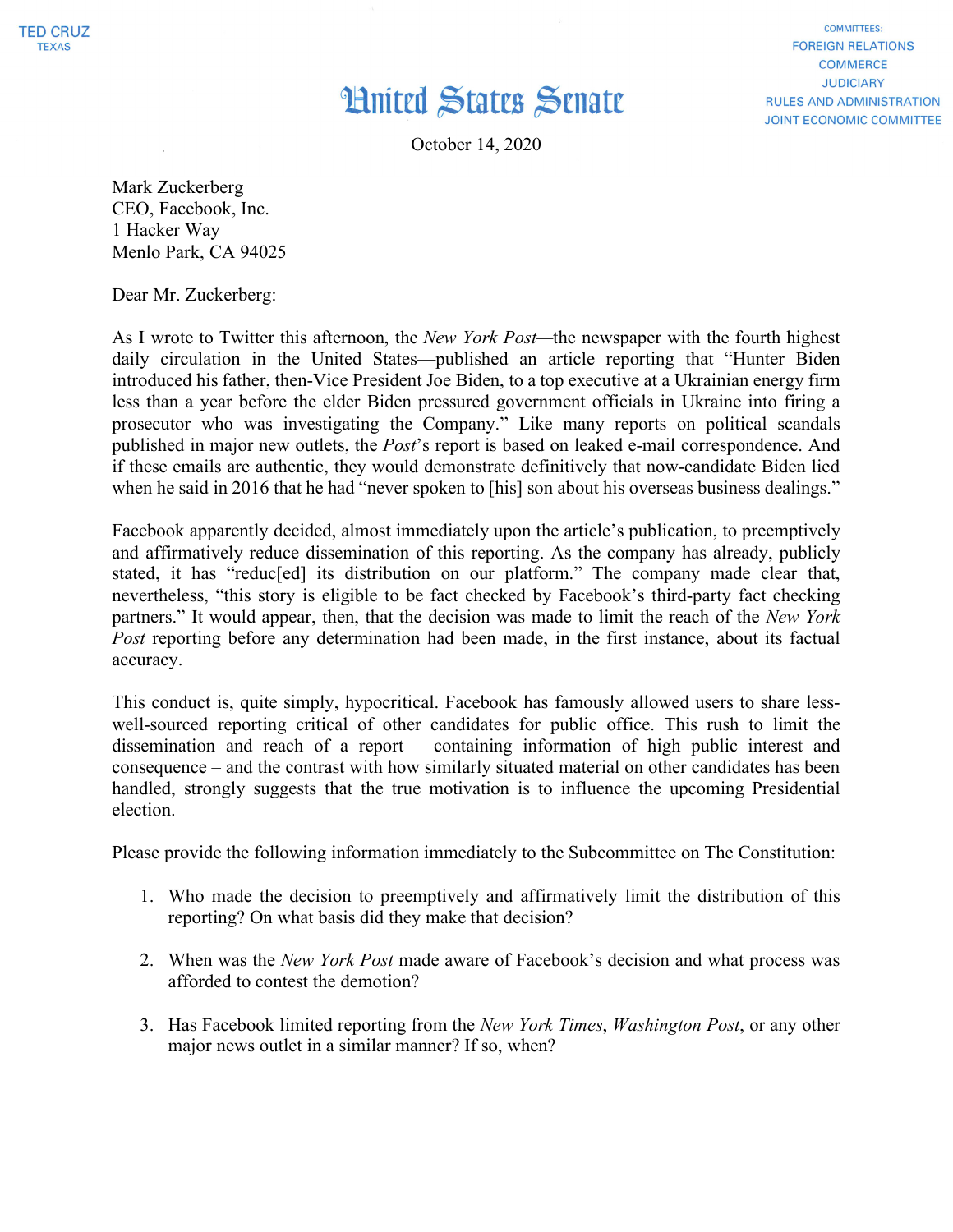TED CRUZ
TEXAS

COMMITTEES:
FOREIGN RELATIONS
COMMERCE
JUDICIARY
RULES AND ADMINISTRATION
JOINT ECONOMIC COMMITTEE

# United States Senate

October 14, 2020

Mark Zuckerberg
CEO, Facebook, Inc.
1 Hacker Way
Menlo Park, CA 94025

Dear Mr. Zuckerberg:

As I wrote to Twitter this afternoon, the *New York Post*—the newspaper with the fourth highest daily circulation in the United States—published an article reporting that "Hunter Biden introduced his father, then-Vice President Joe Biden, to a top executive at a Ukrainian energy firm less than a year before the elder Biden pressured government officials in Ukraine into firing a prosecutor who was investigating the Company." Like many reports on political scandals published in major new outlets, the *Post*'s report is based on leaked e-mail correspondence. And if these emails are authentic, they would demonstrate definitively that now-candidate Biden lied when he said in 2016 that he had "never spoken to [his] son about his overseas business dealings."

Facebook apparently decided, almost immediately upon the article's publication, to preemptively and affirmatively reduce dissemination of this reporting. As the company has already, publicly stated, it has "reduc[ed] its distribution on our platform." The company made clear that, nevertheless, "this story is eligible to be fact checked by Facebook's third-party fact checking partners." It would appear, then, that the decision was made to limit the reach of the *New York Post* reporting before any determination had been made, in the first instance, about its factual accuracy.

This conduct is, quite simply, hypocritical. Facebook has famously allowed users to share less-well-sourced reporting critical of other candidates for public office. This rush to limit the dissemination and reach of a report – containing information of high public interest and consequence – and the contrast with how similarly situated material on other candidates has been handled, strongly suggests that the true motivation is to influence the upcoming Presidential election.

Please provide the following information immediately to the Subcommittee on The Constitution:

1. Who made the decision to preemptively and affirmatively limit the distribution of this reporting? On what basis did they make that decision?

2. When was the *New York Post* made aware of Facebook's decision and what process was afforded to contest the demotion?

3. Has Facebook limited reporting from the *New York Times*, *Washington Post*, or any other major news outlet in a similar manner? If so, when?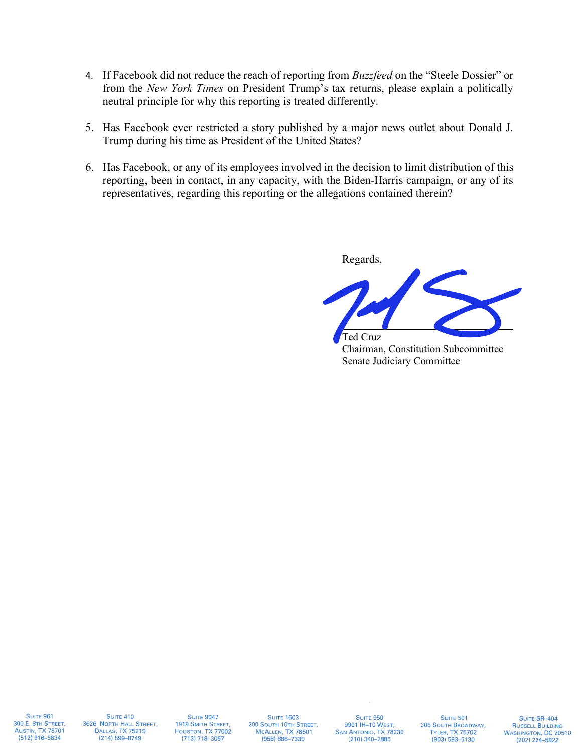4. If Facebook did not reduce the reach of reporting from *Buzzfeed* on the "Steele Dossier" or from the *New York Times* on President Trump's tax returns, please explain a politically neutral principle for why this reporting is treated differently.

5. Has Facebook ever restricted a story published by a major news outlet about Donald J. Trump during his time as President of the United States?

6. Has Facebook, or any of its employees involved in the decision to limit distribution of this reporting, been in contact, in any capacity, with the Biden-Harris campaign, or any of its representatives, regarding this reporting or the allegations contained therein?

Regards,

Ted Cruz
Chairman, Constitution Subcommittee
Senate Judiciary Committee

Suite 961
300 E. 8th Street,
Austin, TX 78701
(512) 916-5834

Suite 410
3626 North Hall Street,
Dallas, TX 75219
(214) 599-8749

Suite 9047
1919 Smith Street,
Houston, TX 77002
(713) 718-3057

Suite 1603
200 South 10th Street,
McAllen, TX 78501
(956) 686-7339

Suite 950
9901 IH-10 West,
San Antonio, TX 78230
(210) 340-2885

Suite 501
305 South Broadway,
Tyler, TX 75702
(903) 593-5130

Suite SR-404
Russell Building
Washington, DC 20510
(202) 224-5922